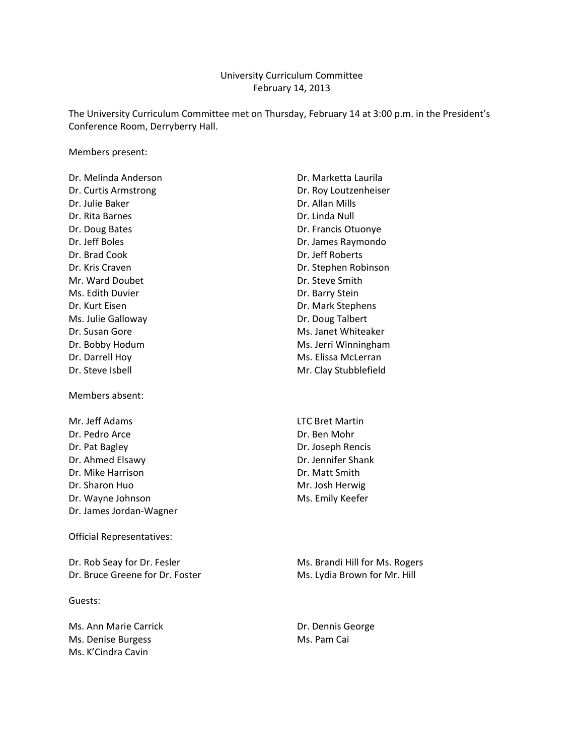# University Curriculum Committee
## February 14, 2013

The University Curriculum Committee met on Thursday, February 14 at 3:00 p.m. in the President's Conference Room, Derryberry Hall.

Members present:

Dr. Melinda Anderson
Dr. Curtis Armstrong
Dr. Julie Baker
Dr. Rita Barnes
Dr. Doug Bates
Dr. Jeff Boles
Dr. Brad Cook
Dr. Kris Craven
Mr. Ward Doubet
Ms. Edith Duvier
Dr. Kurt Eisen
Ms. Julie Galloway
Dr. Susan Gore
Dr. Bobby Hodum
Dr. Darrell Hoy
Dr. Steve Isbell
Dr. Marketta Laurila
Dr. Roy Loutzenheiser
Dr. Allan Mills
Dr. Linda Null
Dr. Francis Otuonye
Dr. James Raymondo
Dr. Jeff Roberts
Dr. Stephen Robinson
Dr. Steve Smith
Dr. Barry Stein
Dr. Mark Stephens
Dr. Doug Talbert
Ms. Janet Whiteaker
Ms. Jerri Winningham
Ms. Elissa McLerran
Mr. Clay Stubblefield

Members absent:

Mr. Jeff Adams
Dr. Pedro Arce
Dr. Pat Bagley
Dr. Ahmed Elsawy
Dr. Mike Harrison
Dr. Sharon Huo
Dr. Wayne Johnson
Dr. James Jordan-Wagner
LTC Bret Martin
Dr. Ben Mohr
Dr. Joseph Rencis
Dr. Jennifer Shank
Dr. Matt Smith
Mr. Josh Herwig
Ms. Emily Keefer

Official Representatives:

Dr. Rob Seay for Dr. Fesler
Dr. Bruce Greene for Dr. Foster
Ms. Brandi Hill for Ms. Rogers
Ms. Lydia Brown for Mr. Hill

Guests:

Ms. Ann Marie Carrick
Ms. Denise Burgess
Ms. K'Cindra Cavin
Dr. Dennis George
Ms. Pam Cai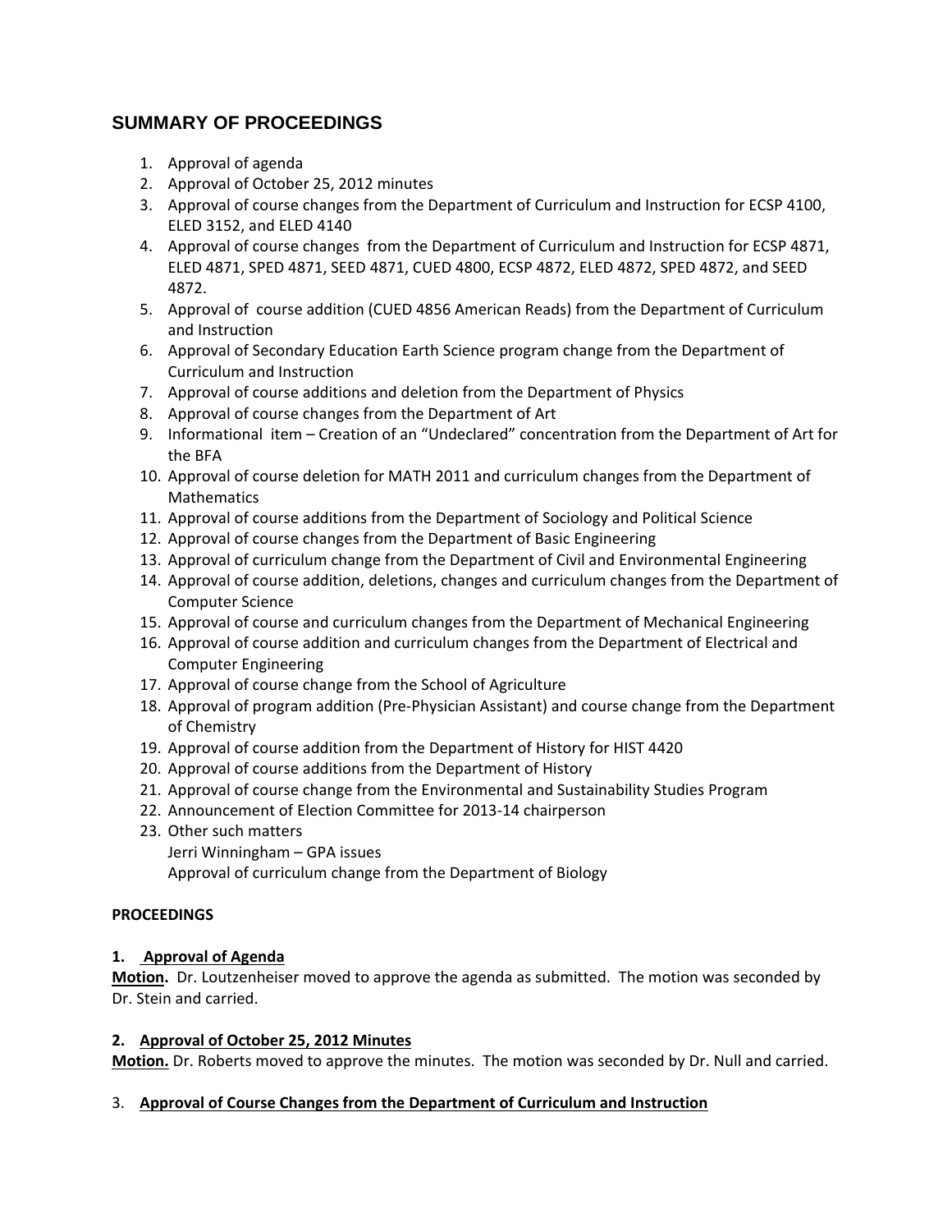## SUMMARY OF PROCEEDINGS

1. Approval of agenda
2. Approval of October 25, 2012 minutes
3. Approval of course changes from the Department of Curriculum and Instruction for ECSP 4100, ELED 3152, and ELED 4140
4. Approval of course changes from the Department of Curriculum and Instruction for ECSP 4871, ELED 4871, SPED 4871, SEED 4871, CUED 4800, ECSP 4872, ELED 4872, SPED 4872, and SEED 4872.
5. Approval of course addition (CUED 4856 American Reads) from the Department of Curriculum and Instruction
6. Approval of Secondary Education Earth Science program change from the Department of Curriculum and Instruction
7. Approval of course additions and deletion from the Department of Physics
8. Approval of course changes from the Department of Art
9. Informational item – Creation of an "Undeclared" concentration from the Department of Art for the BFA
10. Approval of course deletion for MATH 2011 and curriculum changes from the Department of Mathematics
11. Approval of course additions from the Department of Sociology and Political Science
12. Approval of course changes from the Department of Basic Engineering
13. Approval of curriculum change from the Department of Civil and Environmental Engineering
14. Approval of course addition, deletions, changes and curriculum changes from the Department of Computer Science
15. Approval of course and curriculum changes from the Department of Mechanical Engineering
16. Approval of course addition and curriculum changes from the Department of Electrical and Computer Engineering
17. Approval of course change from the School of Agriculture
18. Approval of program addition (Pre-Physician Assistant) and course change from the Department of Chemistry
19. Approval of course addition from the Department of History for HIST 4420
20. Approval of course additions from the Department of History
21. Approval of course change from the Environmental and Sustainability Studies Program
22. Announcement of Election Committee for 2013-14 chairperson
23. Other such matters
    Jerri Winningham – GPA issues
    Approval of curriculum change from the Department of Biology

**PROCEEDINGS**

**1. Approval of Agenda**

**Motion.** Dr. Loutzenheiser moved to approve the agenda as submitted. The motion was seconded by Dr. Stein and carried.

**2. Approval of October 25, 2012 Minutes**

**Motion.** Dr. Roberts moved to approve the minutes. The motion was seconded by Dr. Null and carried.

3. **Approval of Course Changes from the Department of Curriculum and Instruction**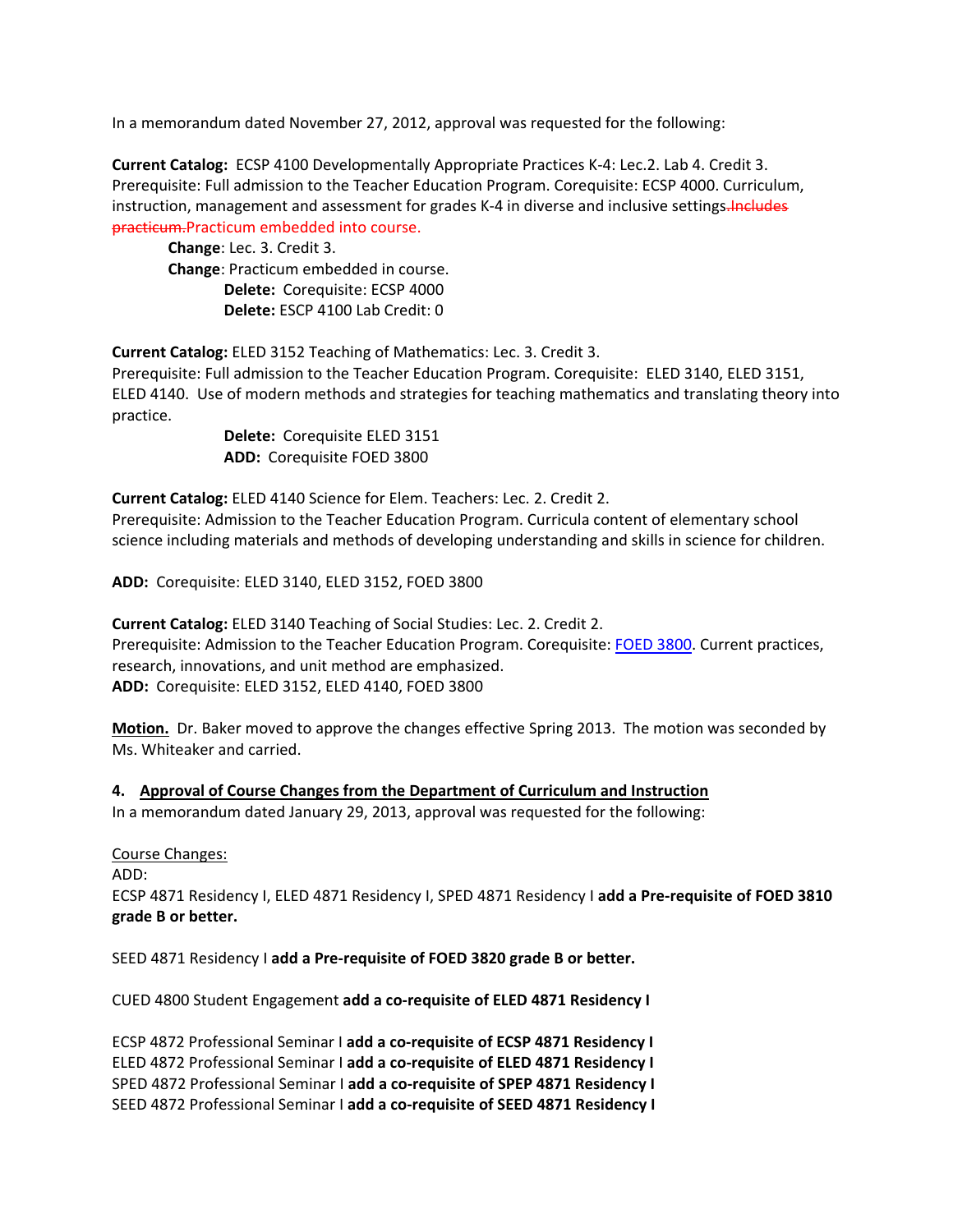In a memorandum dated November 27, 2012, approval was requested for the following:

**Current Catalog:** ECSP 4100 Developmentally Appropriate Practices K-4: Lec.2. Lab 4. Credit 3. Prerequisite: Full admission to the Teacher Education Program. Corequisite: ECSP 4000. Curriculum, instruction, management and assessment for grades K-4 in diverse and inclusive settings.~~Includes practicum.~~Practicum embedded into course.

> **Change**: Lec. 3. Credit 3.
> **Change**: Practicum embedded in course.
>> **Delete:** Corequisite: ECSP 4000
>> **Delete:** ESCP 4100 Lab Credit: 0

**Current Catalog:** ELED 3152 Teaching of Mathematics: Lec. 3. Credit 3. Prerequisite: Full admission to the Teacher Education Program. Corequisite: ELED 3140, ELED 3151, ELED 4140. Use of modern methods and strategies for teaching mathematics and translating theory into practice.

>> **Delete:** Corequisite ELED 3151
>> **ADD:** Corequisite FOED 3800

**Current Catalog:** ELED 4140 Science for Elem. Teachers: Lec. 2. Credit 2. Prerequisite: Admission to the Teacher Education Program. Curricula content of elementary school science including materials and methods of developing understanding and skills in science for children.

**ADD:** Corequisite: ELED 3140, ELED 3152, FOED 3800

**Current Catalog:** ELED 3140 Teaching of Social Studies: Lec. 2. Credit 2. Prerequisite: Admission to the Teacher Education Program. Corequisite: FOED 3800. Current practices, research, innovations, and unit method are emphasized.
**ADD:** Corequisite: ELED 3152, ELED 4140, FOED 3800

**Motion.** Dr. Baker moved to approve the changes effective Spring 2013. The motion was seconded by Ms. Whiteaker and carried.

**4. Approval of Course Changes from the Department of Curriculum and Instruction**
In a memorandum dated January 29, 2013, approval was requested for the following:

Course Changes:
ADD:
ECSP 4871 Residency I, ELED 4871 Residency I, SPED 4871 Residency I **add a Pre-requisite of FOED 3810 grade B or better.**

SEED 4871 Residency I **add a Pre-requisite of FOED 3820 grade B or better.**

CUED 4800 Student Engagement **add a co-requisite of ELED 4871 Residency I**

ECSP 4872 Professional Seminar I **add a co-requisite of ECSP 4871 Residency I**
ELED 4872 Professional Seminar I **add a co-requisite of ELED 4871 Residency I**
SPED 4872 Professional Seminar I **add a co-requisite of SPEP 4871 Residency I**
SEED 4872 Professional Seminar I **add a co-requisite of SEED 4871 Residency I**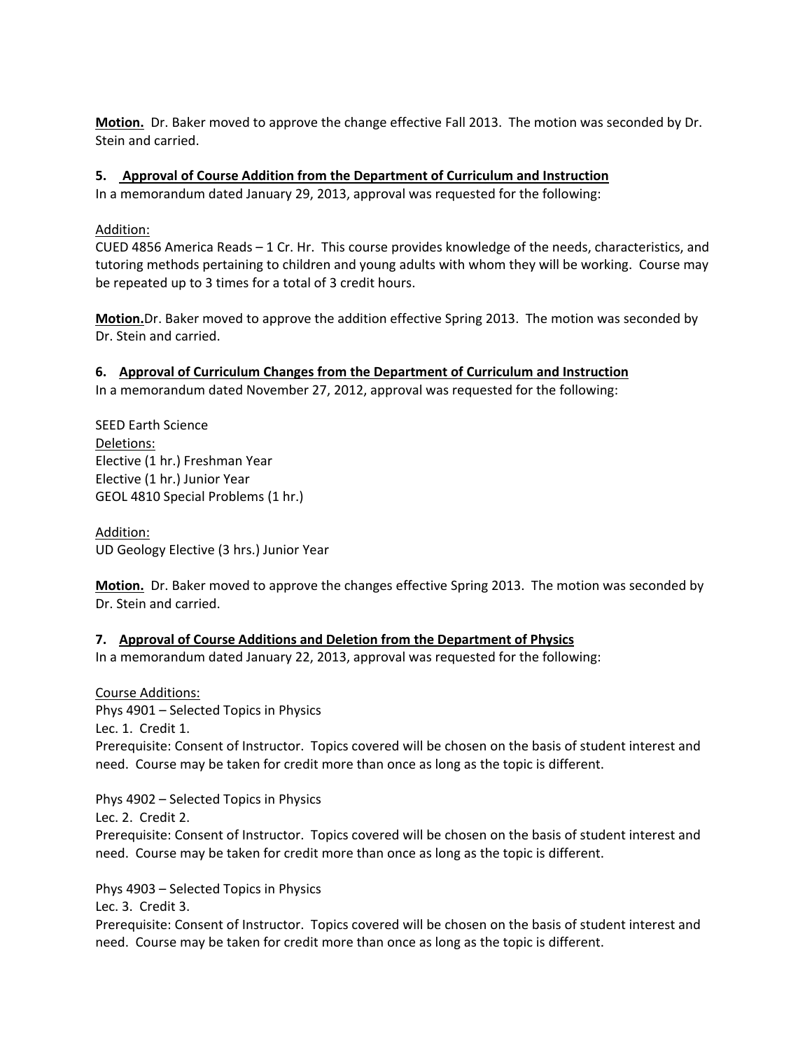**Motion.** Dr. Baker moved to approve the change effective Fall 2013. The motion was seconded by Dr. Stein and carried.

**5. Approval of Course Addition from the Department of Curriculum and Instruction**

In a memorandum dated January 29, 2013, approval was requested for the following:

Addition:

CUED 4856 America Reads – 1 Cr. Hr. This course provides knowledge of the needs, characteristics, and tutoring methods pertaining to children and young adults with whom they will be working. Course may be repeated up to 3 times for a total of 3 credit hours.

**Motion.** Dr. Baker moved to approve the addition effective Spring 2013. The motion was seconded by Dr. Stein and carried.

**6. Approval of Curriculum Changes from the Department of Curriculum and Instruction**

In a memorandum dated November 27, 2012, approval was requested for the following:

SEED Earth Science

Deletions:

Elective (1 hr.) Freshman Year
Elective (1 hr.) Junior Year
GEOL 4810 Special Problems (1 hr.)

Addition:

UD Geology Elective (3 hrs.) Junior Year

**Motion.** Dr. Baker moved to approve the changes effective Spring 2013. The motion was seconded by Dr. Stein and carried.

**7. Approval of Course Additions and Deletion from the Department of Physics**

In a memorandum dated January 22, 2013, approval was requested for the following:

Course Additions:

Phys 4901 – Selected Topics in Physics
Lec. 1. Credit 1.
Prerequisite: Consent of Instructor. Topics covered will be chosen on the basis of student interest and need. Course may be taken for credit more than once as long as the topic is different.

Phys 4902 – Selected Topics in Physics
Lec. 2. Credit 2.
Prerequisite: Consent of Instructor. Topics covered will be chosen on the basis of student interest and need. Course may be taken for credit more than once as long as the topic is different.

Phys 4903 – Selected Topics in Physics
Lec. 3. Credit 3.
Prerequisite: Consent of Instructor. Topics covered will be chosen on the basis of student interest and need. Course may be taken for credit more than once as long as the topic is different.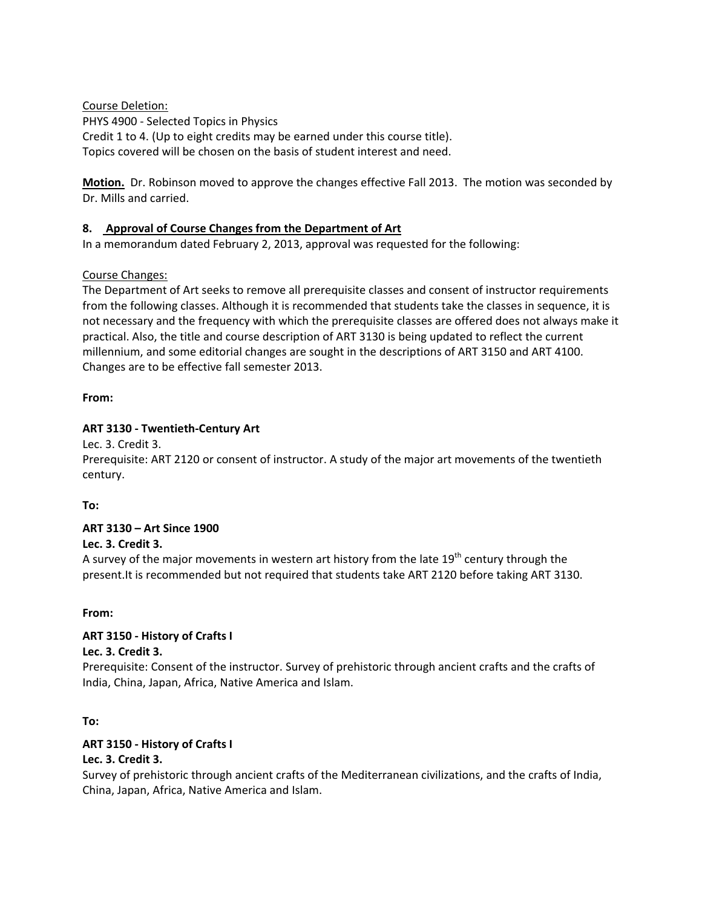<u>Course Deletion:</u>
PHYS 4900 - Selected Topics in Physics
Credit 1 to 4. (Up to eight credits may be earned under this course title).
Topics covered will be chosen on the basis of student interest and need.

**<u>Motion.</u>** Dr. Robinson moved to approve the changes effective Fall 2013. The motion was seconded by Dr. Mills and carried.

## 8. <u>Approval of Course Changes from the Department of Art</u>

In a memorandum dated February 2, 2013, approval was requested for the following:

<u>Course Changes:</u>
The Department of Art seeks to remove all prerequisite classes and consent of instructor requirements from the following classes. Although it is recommended that students take the classes in sequence, it is not necessary and the frequency with which the prerequisite classes are offered does not always make it practical. Also, the title and course description of ART 3130 is being updated to reflect the current millennium, and some editorial changes are sought in the descriptions of ART 3150 and ART 4100. Changes are to be effective fall semester 2013.

**From:**

**ART 3130 - Twentieth-Century Art**
Lec. 3. Credit 3.
Prerequisite: ART 2120 or consent of instructor. A study of the major art movements of the twentieth century.

**To:**

**ART 3130 – Art Since 1900**
**Lec. 3. Credit 3.**
A survey of the major movements in western art history from the late 19th century through the present.It is recommended but not required that students take ART 2120 before taking ART 3130.

**From:**

**ART 3150 - History of Crafts I**
**Lec. 3. Credit 3.**
Prerequisite: Consent of the instructor. Survey of prehistoric through ancient crafts and the crafts of India, China, Japan, Africa, Native America and Islam.

**To:**

**ART 3150 - History of Crafts I**
**Lec. 3. Credit 3.**
Survey of prehistoric through ancient crafts of the Mediterranean civilizations, and the crafts of India, China, Japan, Africa, Native America and Islam.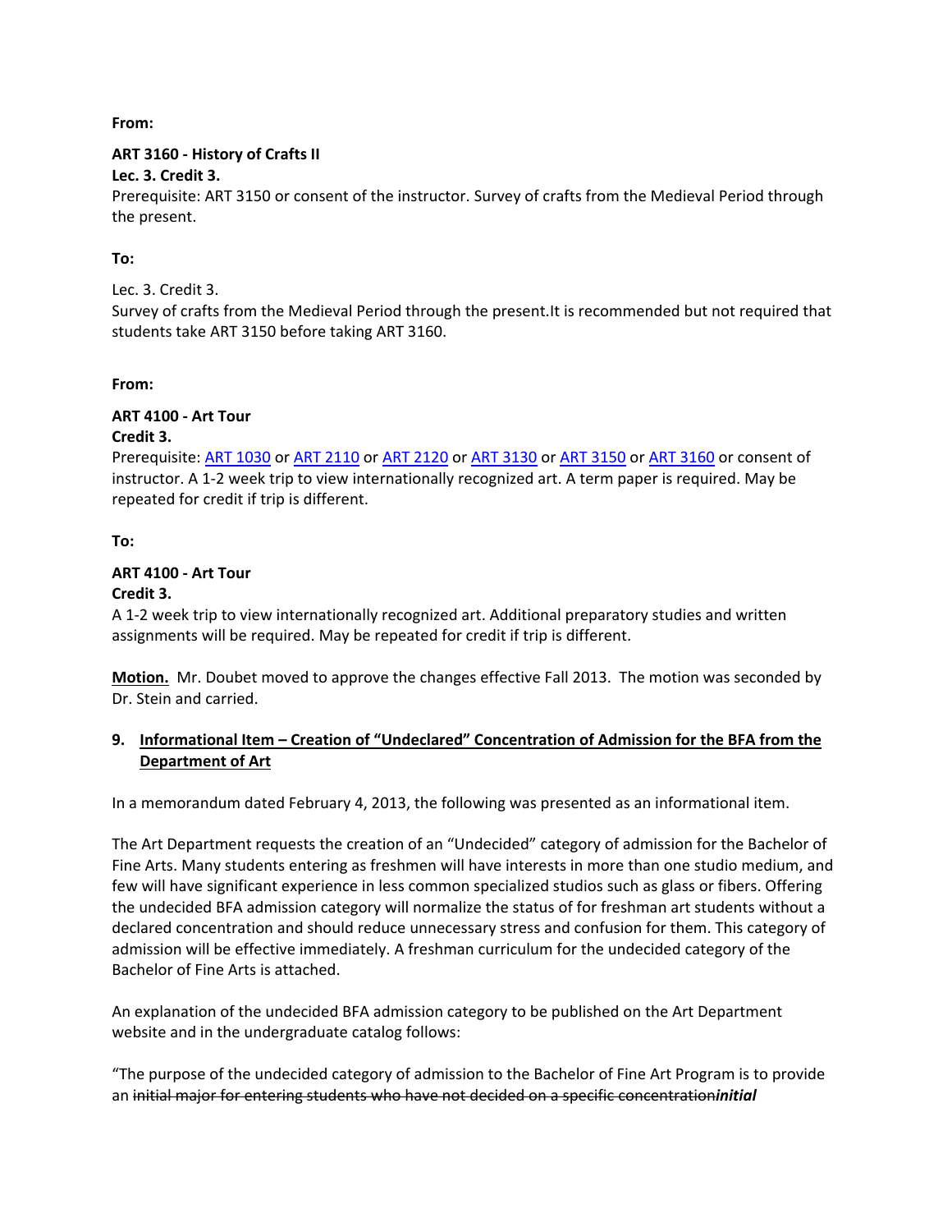**From:**

**ART 3160 - History of Crafts II**
**Lec. 3. Credit 3.**
Prerequisite: ART 3150 or consent of the instructor. Survey of crafts from the Medieval Period through the present.

**To:**

Lec. 3. Credit 3.
Survey of crafts from the Medieval Period through the present.It is recommended but not required that students take ART 3150 before taking ART 3160.

**From:**

**ART 4100 - Art Tour**
**Credit 3.**
Prerequisite: ART 1030 or ART 2110 or ART 2120 or ART 3130 or ART 3150 or ART 3160 or consent of instructor. A 1-2 week trip to view internationally recognized art. A term paper is required. May be repeated for credit if trip is different.

**To:**

**ART 4100 - Art Tour**
**Credit 3.**
A 1-2 week trip to view internationally recognized art. Additional preparatory studies and written assignments will be required. May be repeated for credit if trip is different.

**Motion.** Mr. Doubet moved to approve the changes effective Fall 2013. The motion was seconded by Dr. Stein and carried.

9. **Informational Item – Creation of "Undeclared" Concentration of Admission for the BFA from the Department of Art**

In a memorandum dated February 4, 2013, the following was presented as an informational item.

The Art Department requests the creation of an "Undecided" category of admission for the Bachelor of Fine Arts. Many students entering as freshmen will have interests in more than one studio medium, and few will have significant experience in less common specialized studios such as glass or fibers. Offering the undecided BFA admission category will normalize the status of for freshman art students without a declared concentration and should reduce unnecessary stress and confusion for them. This category of admission will be effective immediately. A freshman curriculum for the undecided category of the Bachelor of Fine Arts is attached.

An explanation of the undecided BFA admission category to be published on the Art Department website and in the undergraduate catalog follows:

"The purpose of the undecided category of admission to the Bachelor of Fine Art Program is to provide an ~~initial major for entering students who have not decided on a specific concentration~~***initial***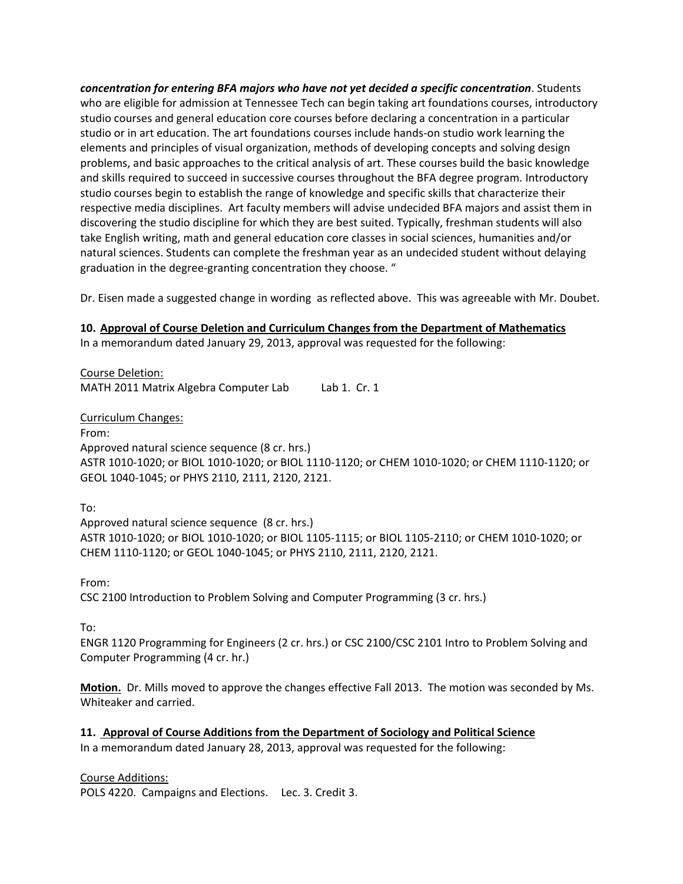***concentration for entering BFA majors who have not yet decided a specific concentration***. Students who are eligible for admission at Tennessee Tech can begin taking art foundations courses, introductory studio courses and general education core courses before declaring a concentration in a particular studio or in art education. The art foundations courses include hands-on studio work learning the elements and principles of visual organization, methods of developing concepts and solving design problems, and basic approaches to the critical analysis of art. These courses build the basic knowledge and skills required to succeed in successive courses throughout the BFA degree program. Introductory studio courses begin to establish the range of knowledge and specific skills that characterize their respective media disciplines. Art faculty members will advise undecided BFA majors and assist them in discovering the studio discipline for which they are best suited. Typically, freshman students will also take English writing, math and general education core classes in social sciences, humanities and/or natural sciences. Students can complete the freshman year as an undecided student without delaying graduation in the degree-granting concentration they choose. "

Dr. Eisen made a suggested change in wording as reflected above. This was agreeable with Mr. Doubet.

**10. Approval of Course Deletion and Curriculum Changes from the Department of Mathematics**
In a memorandum dated January 29, 2013, approval was requested for the following:

Course Deletion:
MATH 2011 Matrix Algebra Computer Lab Lab 1. Cr. 1

Curriculum Changes:
From:
Approved natural science sequence (8 cr. hrs.)
ASTR 1010-1020; or BIOL 1010-1020; or BIOL 1110-1120; or CHEM 1010-1020; or CHEM 1110-1120; or GEOL 1040-1045; or PHYS 2110, 2111, 2120, 2121.

To:
Approved natural science sequence (8 cr. hrs.)
ASTR 1010-1020; or BIOL 1010-1020; or BIOL 1105-1115; or BIOL 1105-2110; or CHEM 1010-1020; or CHEM 1110-1120; or GEOL 1040-1045; or PHYS 2110, 2111, 2120, 2121.

From:
CSC 2100 Introduction to Problem Solving and Computer Programming (3 cr. hrs.)

To:
ENGR 1120 Programming for Engineers (2 cr. hrs.) or CSC 2100/CSC 2101 Intro to Problem Solving and Computer Programming (4 cr. hr.)

**Motion.** Dr. Mills moved to approve the changes effective Fall 2013. The motion was seconded by Ms. Whiteaker and carried.

**11. Approval of Course Additions from the Department of Sociology and Political Science**
In a memorandum dated January 28, 2013, approval was requested for the following:

Course Additions:
POLS 4220. Campaigns and Elections. Lec. 3. Credit 3.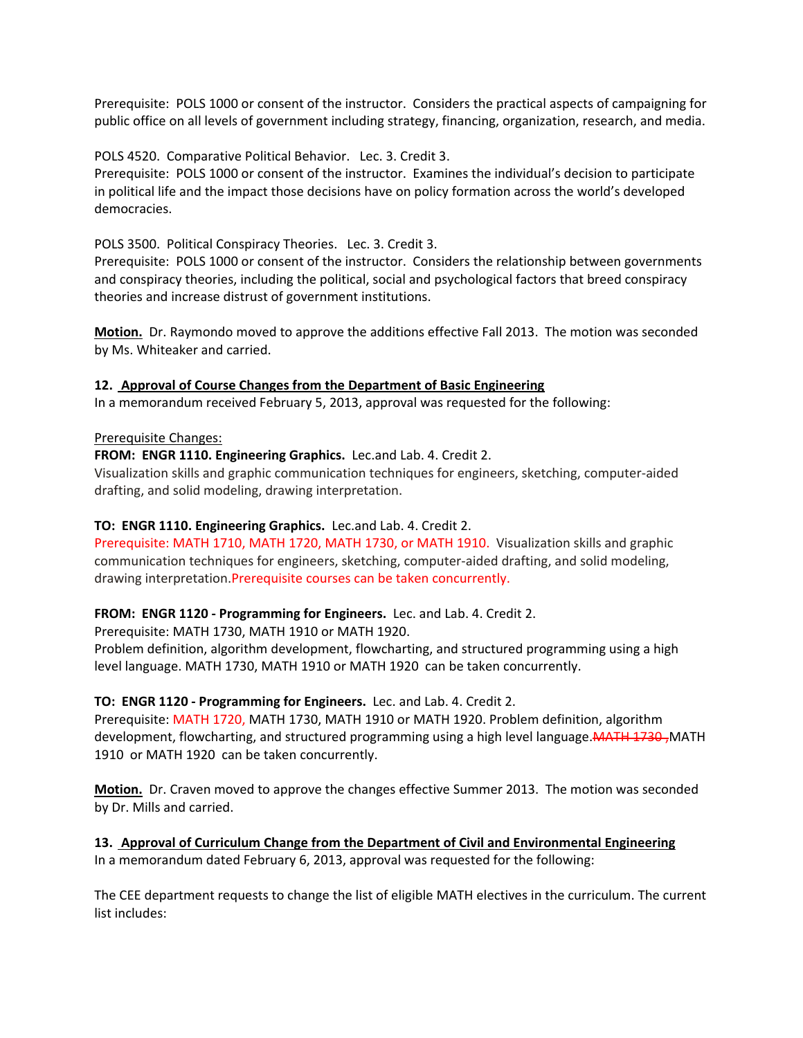Prerequisite: POLS 1000 or consent of the instructor. Considers the practical aspects of campaigning for public office on all levels of government including strategy, financing, organization, research, and media.

POLS 4520. Comparative Political Behavior. Lec. 3. Credit 3.
Prerequisite: POLS 1000 or consent of the instructor. Examines the individual's decision to participate in political life and the impact those decisions have on policy formation across the world's developed democracies.

POLS 3500. Political Conspiracy Theories. Lec. 3. Credit 3.
Prerequisite: POLS 1000 or consent of the instructor. Considers the relationship between governments and conspiracy theories, including the political, social and psychological factors that breed conspiracy theories and increase distrust of government institutions.

**Motion.** Dr. Raymondo moved to approve the additions effective Fall 2013. The motion was seconded by Ms. Whiteaker and carried.

**12. Approval of Course Changes from the Department of Basic Engineering**
In a memorandum received February 5, 2013, approval was requested for the following:

Prerequisite Changes:

**FROM: ENGR 1110. Engineering Graphics.** Lec.and Lab. 4. Credit 2.
Visualization skills and graphic communication techniques for engineers, sketching, computer-aided drafting, and solid modeling, drawing interpretation.

**TO: ENGR 1110. Engineering Graphics.** Lec.and Lab. 4. Credit 2.
Prerequisite: MATH 1710, MATH 1720, MATH 1730, or MATH 1910. Visualization skills and graphic communication techniques for engineers, sketching, computer-aided drafting, and solid modeling, drawing interpretation.Prerequisite courses can be taken concurrently.

**FROM: ENGR 1120 - Programming for Engineers.** Lec. and Lab. 4. Credit 2.
Prerequisite: MATH 1730, MATH 1910 or MATH 1920.
Problem definition, algorithm development, flowcharting, and structured programming using a high level language. MATH 1730, MATH 1910 or MATH 1920 can be taken concurrently.

**TO: ENGR 1120 - Programming for Engineers.** Lec. and Lab. 4. Credit 2.
Prerequisite: MATH 1720, MATH 1730, MATH 1910 or MATH 1920. Problem definition, algorithm development, flowcharting, and structured programming using a high level language.~~MATH 1730 ,~~MATH 1910 or MATH 1920 can be taken concurrently.

**Motion.** Dr. Craven moved to approve the changes effective Summer 2013. The motion was seconded by Dr. Mills and carried.

**13. Approval of Curriculum Change from the Department of Civil and Environmental Engineering**
In a memorandum dated February 6, 2013, approval was requested for the following:

The CEE department requests to change the list of eligible MATH electives in the curriculum. The current list includes: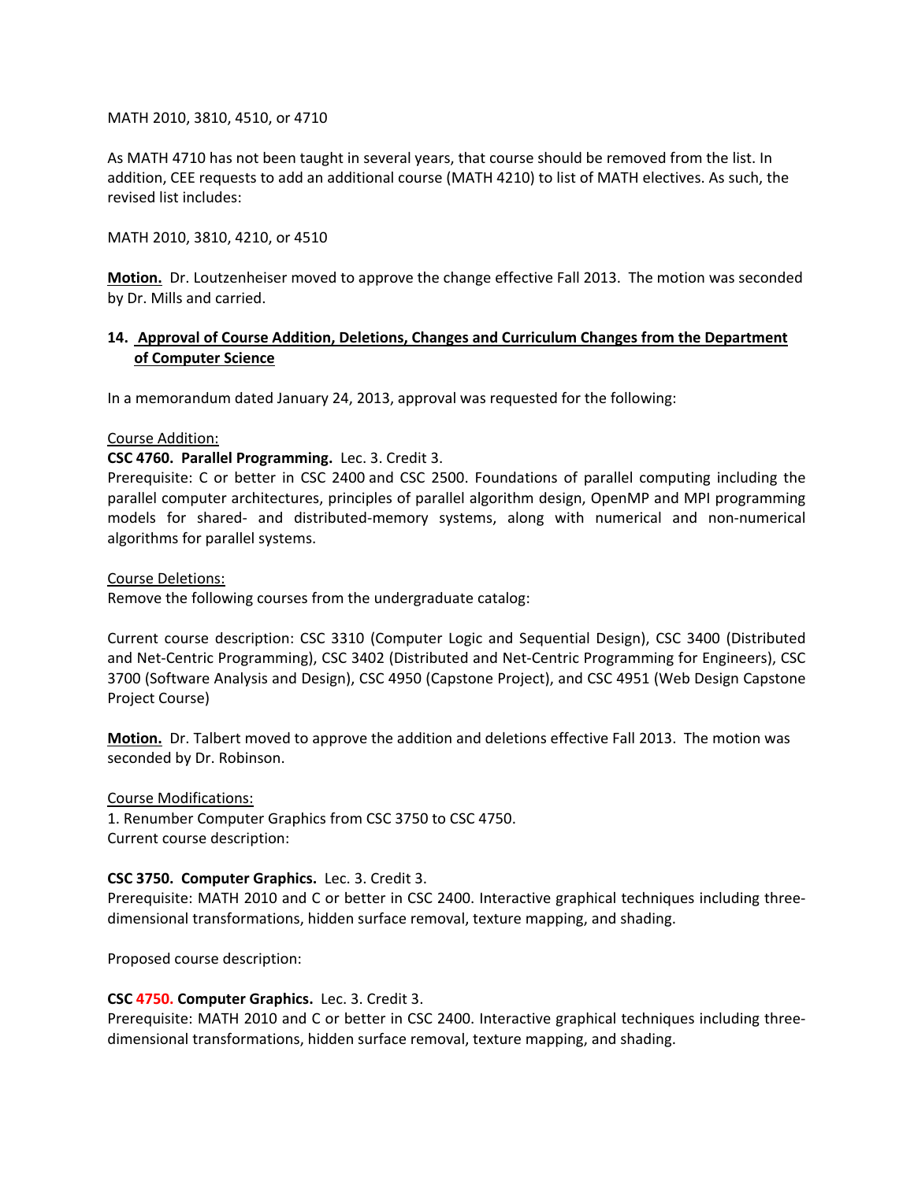MATH 2010, 3810, 4510, or 4710

As MATH 4710 has not been taught in several years, that course should be removed from the list. In addition, CEE requests to add an additional course (MATH 4210) to list of MATH electives. As such, the revised list includes:

MATH 2010, 3810, 4210, or 4510

**Motion.** Dr. Loutzenheiser moved to approve the change effective Fall 2013. The motion was seconded by Dr. Mills and carried.

## 14. Approval of Course Addition, Deletions, Changes and Curriculum Changes from the Department of Computer Science

In a memorandum dated January 24, 2013, approval was requested for the following:

Course Addition:

**CSC 4760. Parallel Programming.** Lec. 3. Credit 3.
Prerequisite: C or better in CSC 2400 and CSC 2500. Foundations of parallel computing including the parallel computer architectures, principles of parallel algorithm design, OpenMP and MPI programming models for shared- and distributed-memory systems, along with numerical and non-numerical algorithms for parallel systems.

Course Deletions:
Remove the following courses from the undergraduate catalog:

Current course description: CSC 3310 (Computer Logic and Sequential Design), CSC 3400 (Distributed and Net-Centric Programming), CSC 3402 (Distributed and Net-Centric Programming for Engineers), CSC 3700 (Software Analysis and Design), CSC 4950 (Capstone Project), and CSC 4951 (Web Design Capstone Project Course)

**Motion.** Dr. Talbert moved to approve the addition and deletions effective Fall 2013. The motion was seconded by Dr. Robinson.

Course Modifications:
1. Renumber Computer Graphics from CSC 3750 to CSC 4750.
Current course description:

**CSC 3750. Computer Graphics.** Lec. 3. Credit 3.
Prerequisite: MATH 2010 and C or better in CSC 2400. Interactive graphical techniques including three-dimensional transformations, hidden surface removal, texture mapping, and shading.

Proposed course description:

**CSC 4750. Computer Graphics.** Lec. 3. Credit 3.
Prerequisite: MATH 2010 and C or better in CSC 2400. Interactive graphical techniques including three-dimensional transformations, hidden surface removal, texture mapping, and shading.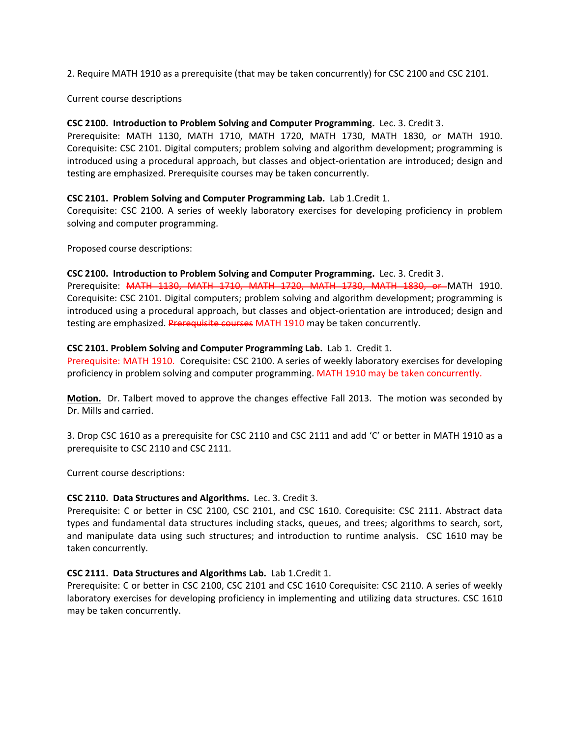2. Require MATH 1910 as a prerequisite (that may be taken concurrently) for CSC 2100 and CSC 2101.

Current course descriptions

**CSC 2100. Introduction to Problem Solving and Computer Programming.** Lec. 3. Credit 3.
Prerequisite: MATH 1130, MATH 1710, MATH 1720, MATH 1730, MATH 1830, or MATH 1910. Corequisite: CSC 2101. Digital computers; problem solving and algorithm development; programming is introduced using a procedural approach, but classes and object-orientation are introduced; design and testing are emphasized. Prerequisite courses may be taken concurrently.

**CSC 2101. Problem Solving and Computer Programming Lab.** Lab 1.Credit 1.
Corequisite: CSC 2100. A series of weekly laboratory exercises for developing proficiency in problem solving and computer programming.

Proposed course descriptions:

**CSC 2100. Introduction to Problem Solving and Computer Programming.** Lec. 3. Credit 3.
Prerequisite: ~~MATH 1130, MATH 1710, MATH 1720, MATH 1730, MATH 1830, or~~ MATH 1910. Corequisite: CSC 2101. Digital computers; problem solving and algorithm development; programming is introduced using a procedural approach, but classes and object-orientation are introduced; design and testing are emphasized. ~~Prerequisite courses~~ MATH 1910 may be taken concurrently.

**CSC 2101. Problem Solving and Computer Programming Lab.** Lab 1. Credit 1.
Prerequisite: MATH 1910. Corequisite: CSC 2100. A series of weekly laboratory exercises for developing proficiency in problem solving and computer programming. MATH 1910 may be taken concurrently.

**<u>Motion.</u>** Dr. Talbert moved to approve the changes effective Fall 2013. The motion was seconded by Dr. Mills and carried.

3. Drop CSC 1610 as a prerequisite for CSC 2110 and CSC 2111 and add 'C' or better in MATH 1910 as a prerequisite to CSC 2110 and CSC 2111.

Current course descriptions:

**CSC 2110. Data Structures and Algorithms.** Lec. 3. Credit 3.
Prerequisite: C or better in CSC 2100, CSC 2101, and CSC 1610. Corequisite: CSC 2111. Abstract data types and fundamental data structures including stacks, queues, and trees; algorithms to search, sort, and manipulate data using such structures; and introduction to runtime analysis. CSC 1610 may be taken concurrently.

**CSC 2111. Data Structures and Algorithms Lab.** Lab 1.Credit 1.
Prerequisite: C or better in CSC 2100, CSC 2101 and CSC 1610 Corequisite: CSC 2110. A series of weekly laboratory exercises for developing proficiency in implementing and utilizing data structures. CSC 1610 may be taken concurrently.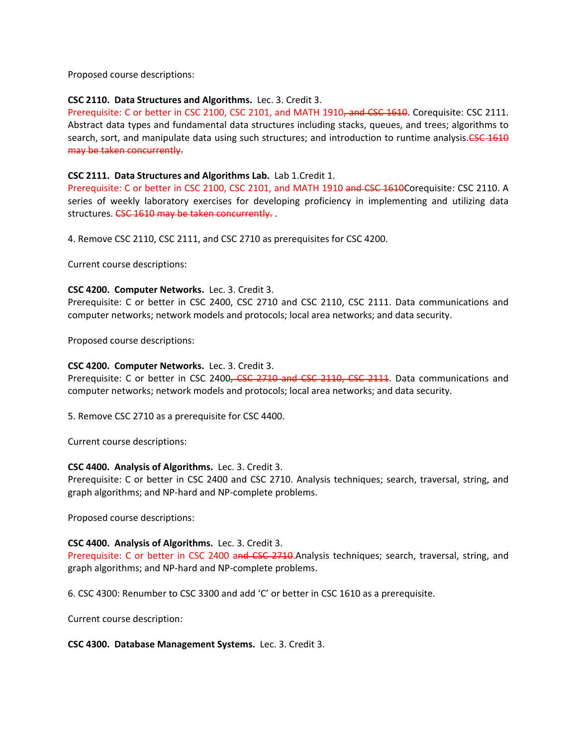Proposed course descriptions:

**CSC 2110. Data Structures and Algorithms.** Lec. 3. Credit 3.
Prerequisite: C or better in CSC 2100, CSC 2101, and MATH 1910~~, and CSC 1610~~. Corequisite: CSC 2111. Abstract data types and fundamental data structures including stacks, queues, and trees; algorithms to search, sort, and manipulate data using such structures; and introduction to runtime analysis.~~CSC 1610 may be taken concurrently.~~

**CSC 2111. Data Structures and Algorithms Lab.** Lab 1.Credit 1.
Prerequisite: C or better in CSC 2100, CSC 2101, and MATH 1910 ~~and CSC 1610~~Corequisite: CSC 2110. A series of weekly laboratory exercises for developing proficiency in implementing and utilizing data structures. ~~CSC 1610 may be taken concurrently.~~ .

4. Remove CSC 2110, CSC 2111, and CSC 2710 as prerequisites for CSC 4200.

Current course descriptions:

**CSC 4200. Computer Networks.** Lec. 3. Credit 3.
Prerequisite: C or better in CSC 2400, CSC 2710 and CSC 2110, CSC 2111. Data communications and computer networks; network models and protocols; local area networks; and data security.

Proposed course descriptions:

**CSC 4200. Computer Networks.** Lec. 3. Credit 3.
Prerequisite: C or better in CSC 2400~~, CSC 2710 and CSC 2110, CSC 2111~~. Data communications and computer networks; network models and protocols; local area networks; and data security.

5. Remove CSC 2710 as a prerequisite for CSC 4400.

Current course descriptions:

**CSC 4400. Analysis of Algorithms.** Lec. 3. Credit 3.
Prerequisite: C or better in CSC 2400 and CSC 2710. Analysis techniques; search, traversal, string, and graph algorithms; and NP-hard and NP-complete problems.

Proposed course descriptions:

**CSC 4400. Analysis of Algorithms.** Lec. 3. Credit 3.
Prerequisite: C or better in CSC 2400 ~~and CSC 2710~~.Analysis techniques; search, traversal, string, and graph algorithms; and NP-hard and NP-complete problems.

6. CSC 4300: Renumber to CSC 3300 and add 'C' or better in CSC 1610 as a prerequisite.

Current course description:

**CSC 4300. Database Management Systems.** Lec. 3. Credit 3.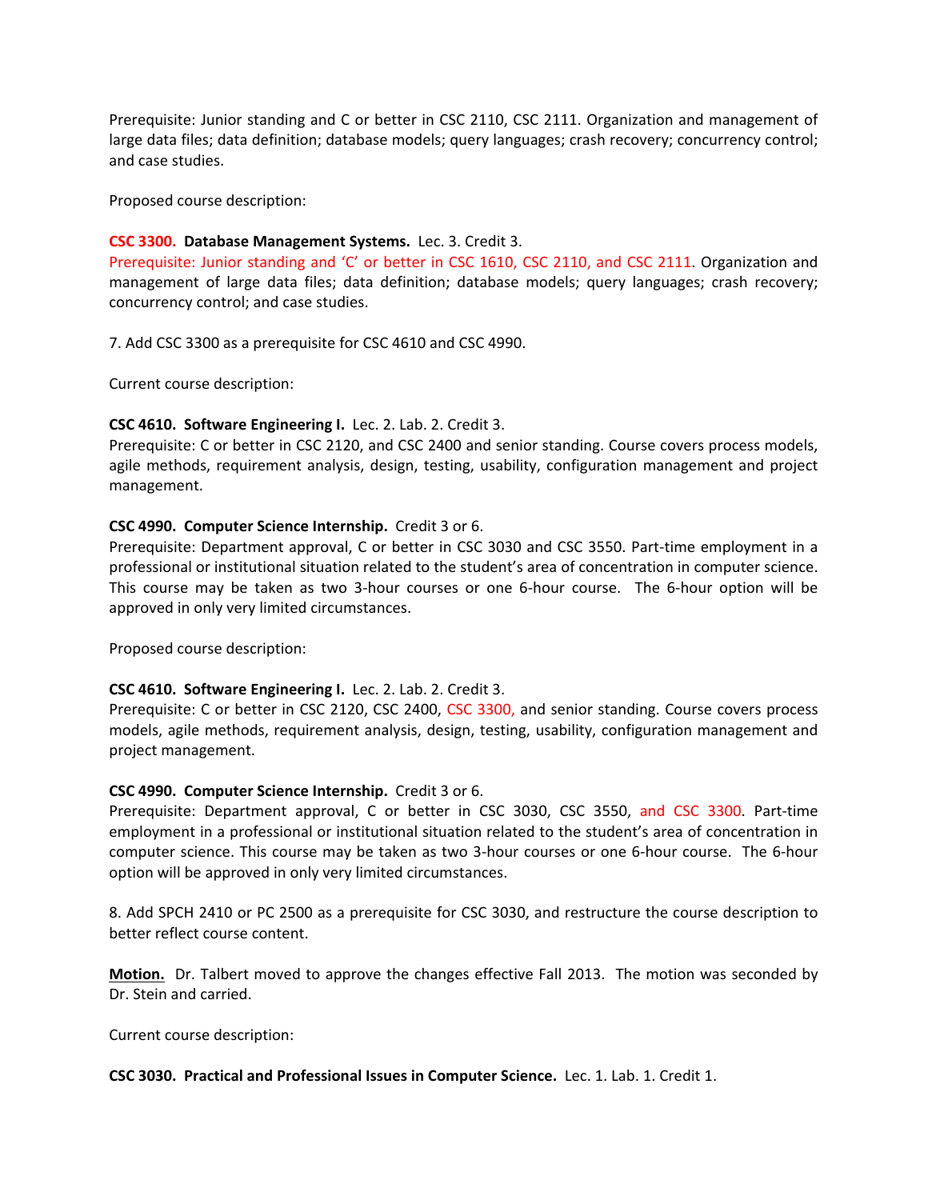Prerequisite: Junior standing and C or better in CSC 2110, CSC 2111. Organization and management of large data files; data definition; database models; query languages; crash recovery; concurrency control; and case studies.

Proposed course description:

**CSC 3300. Database Management Systems.** Lec. 3. Credit 3.
Prerequisite: Junior standing and 'C' or better in CSC 1610, CSC 2110, and CSC 2111. Organization and management of large data files; data definition; database models; query languages; crash recovery; concurrency control; and case studies.

7. Add CSC 3300 as a prerequisite for CSC 4610 and CSC 4990.

Current course description:

**CSC 4610. Software Engineering I.** Lec. 2. Lab. 2. Credit 3.
Prerequisite: C or better in CSC 2120, and CSC 2400 and senior standing. Course covers process models, agile methods, requirement analysis, design, testing, usability, configuration management and project management.

**CSC 4990. Computer Science Internship.** Credit 3 or 6.
Prerequisite: Department approval, C or better in CSC 3030 and CSC 3550. Part-time employment in a professional or institutional situation related to the student's area of concentration in computer science. This course may be taken as two 3-hour courses or one 6-hour course. The 6-hour option will be approved in only very limited circumstances.

Proposed course description:

**CSC 4610. Software Engineering I.** Lec. 2. Lab. 2. Credit 3.
Prerequisite: C or better in CSC 2120, CSC 2400, CSC 3300, and senior standing. Course covers process models, agile methods, requirement analysis, design, testing, usability, configuration management and project management.

**CSC 4990. Computer Science Internship.** Credit 3 or 6.
Prerequisite: Department approval, C or better in CSC 3030, CSC 3550, and CSC 3300. Part-time employment in a professional or institutional situation related to the student's area of concentration in computer science. This course may be taken as two 3-hour courses or one 6-hour course. The 6-hour option will be approved in only very limited circumstances.

8. Add SPCH 2410 or PC 2500 as a prerequisite for CSC 3030, and restructure the course description to better reflect course content.

**Motion.** Dr. Talbert moved to approve the changes effective Fall 2013. The motion was seconded by Dr. Stein and carried.

Current course description:

**CSC 3030. Practical and Professional Issues in Computer Science.** Lec. 1. Lab. 1. Credit 1.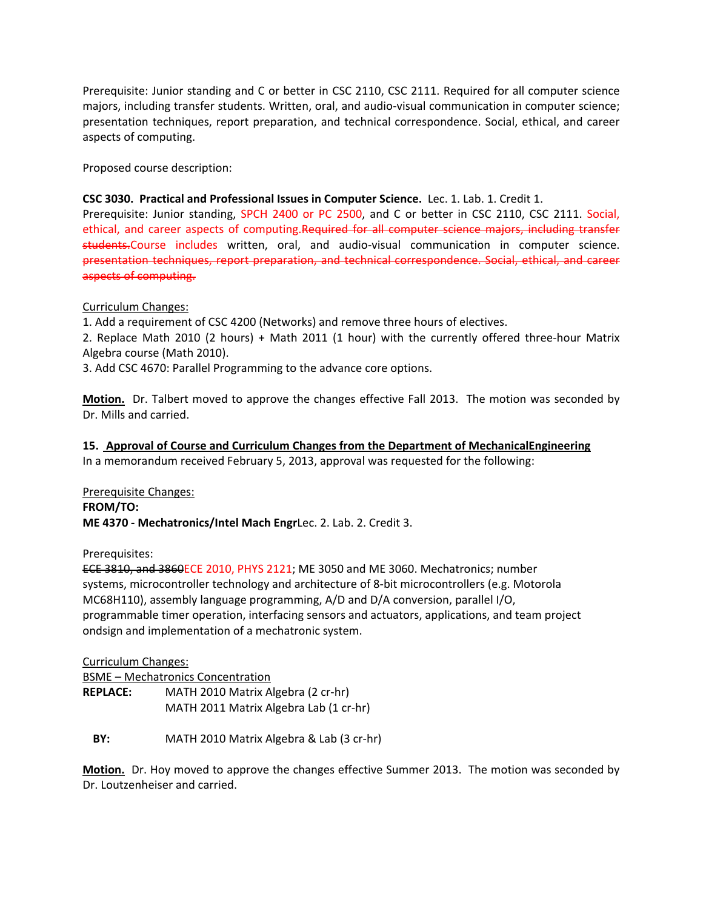Prerequisite: Junior standing and C or better in CSC 2110, CSC 2111. Required for all computer science majors, including transfer students. Written, oral, and audio-visual communication in computer science; presentation techniques, report preparation, and technical correspondence. Social, ethical, and career aspects of computing.

Proposed course description:

**CSC 3030. Practical and Professional Issues in Computer Science.** Lec. 1. Lab. 1. Credit 1.
Prerequisite: Junior standing, SPCH 2400 or PC 2500, and C or better in CSC 2110, CSC 2111. Social, ethical, and career aspects of computing.~~Required for all computer science majors, including transfer students.~~Course includes written, oral, and audio-visual communication in computer science. ~~presentation techniques, report preparation, and technical correspondence. Social, ethical, and career aspects of computing.~~

Curriculum Changes:

1. Add a requirement of CSC 4200 (Networks) and remove three hours of electives.
2. Replace Math 2010 (2 hours) + Math 2011 (1 hour) with the currently offered three-hour Matrix Algebra course (Math 2010).
3. Add CSC 4670: Parallel Programming to the advance core options.

**Motion.** Dr. Talbert moved to approve the changes effective Fall 2013. The motion was seconded by Dr. Mills and carried.

**15. Approval of Course and Curriculum Changes from the Department of MechanicalEngineering**
In a memorandum received February 5, 2013, approval was requested for the following:

Prerequisite Changes:
**FROM/TO:**
**ME 4370 - Mechatronics/Intel Mach Engr**Lec. 2. Lab. 2. Credit 3.

Prerequisites:
~~ECE 3810, and 3860~~ECE 2010, PHYS 2121; ME 3050 and ME 3060. Mechatronics; number systems, microcontroller technology and architecture of 8-bit microcontrollers (e.g. Motorola MC68H110), assembly language programming, A/D and D/A conversion, parallel I/O, programmable timer operation, interfacing sensors and actuators, applications, and team project ondsign and implementation of a mechatronic system.

Curriculum Changes:
BSME – Mechatronics Concentration

**REPLACE:** MATH 2010 Matrix Algebra (2 cr-hr)
MATH 2011 Matrix Algebra Lab (1 cr-hr)

**BY:** MATH 2010 Matrix Algebra & Lab (3 cr-hr)

**Motion.** Dr. Hoy moved to approve the changes effective Summer 2013. The motion was seconded by Dr. Loutzenheiser and carried.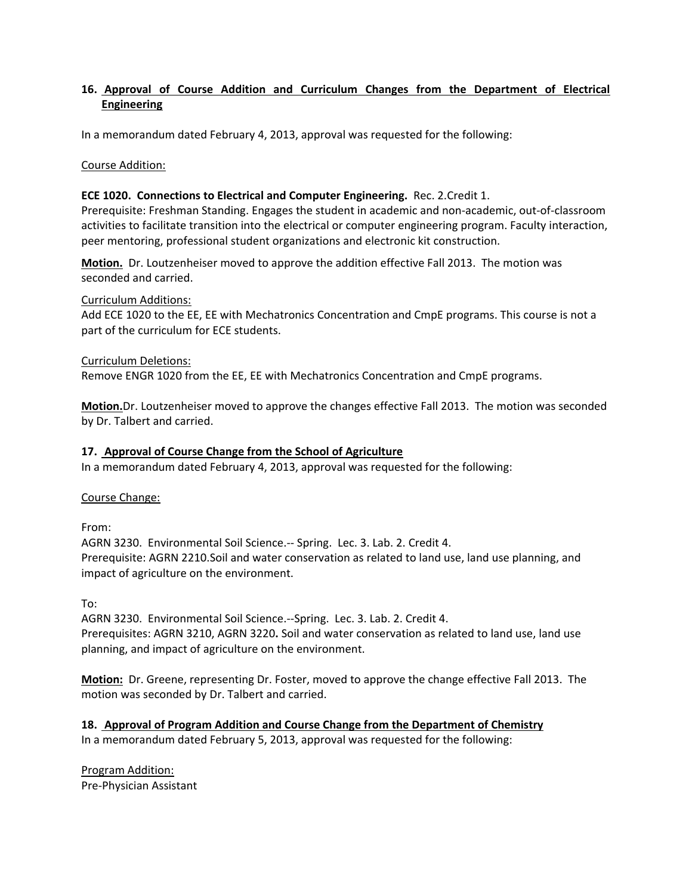**16. <u>Approval of Course Addition and Curriculum Changes from the Department of Electrical Engineering</u>**

In a memorandum dated February 4, 2013, approval was requested for the following:

<u>Course Addition:</u>

**ECE 1020. Connections to Electrical and Computer Engineering.** Rec. 2.Credit 1.
Prerequisite: Freshman Standing. Engages the student in academic and non-academic, out-of-classroom activities to facilitate transition into the electrical or computer engineering program. Faculty interaction, peer mentoring, professional student organizations and electronic kit construction.

**<u>Motion.</u>** Dr. Loutzenheiser moved to approve the addition effective Fall 2013. The motion was seconded and carried.

<u>Curriculum Additions:</u>
Add ECE 1020 to the EE, EE with Mechatronics Concentration and CmpE programs. This course is not a part of the curriculum for ECE students.

<u>Curriculum Deletions:</u>
Remove ENGR 1020 from the EE, EE with Mechatronics Concentration and CmpE programs.

**<u>Motion.</u>**Dr. Loutzenheiser moved to approve the changes effective Fall 2013. The motion was seconded by Dr. Talbert and carried.

**17. <u>Approval of Course Change from the School of Agriculture</u>**
In a memorandum dated February 4, 2013, approval was requested for the following:

<u>Course Change:</u>

From:
AGRN 3230. Environmental Soil Science.-- Spring. Lec. 3. Lab. 2. Credit 4.
Prerequisite: AGRN 2210.Soil and water conservation as related to land use, land use planning, and impact of agriculture on the environment.

To:
AGRN 3230. Environmental Soil Science.--Spring. Lec. 3. Lab. 2. Credit 4.
Prerequisites: AGRN 3210, AGRN 3220**.** Soil and water conservation as related to land use, land use planning, and impact of agriculture on the environment.

**<u>Motion:</u>** Dr. Greene, representing Dr. Foster, moved to approve the change effective Fall 2013. The motion was seconded by Dr. Talbert and carried.

**18. <u>Approval of Program Addition and Course Change from the Department of Chemistry</u>**
In a memorandum dated February 5, 2013, approval was requested for the following:

<u>Program Addition:</u>
Pre-Physician Assistant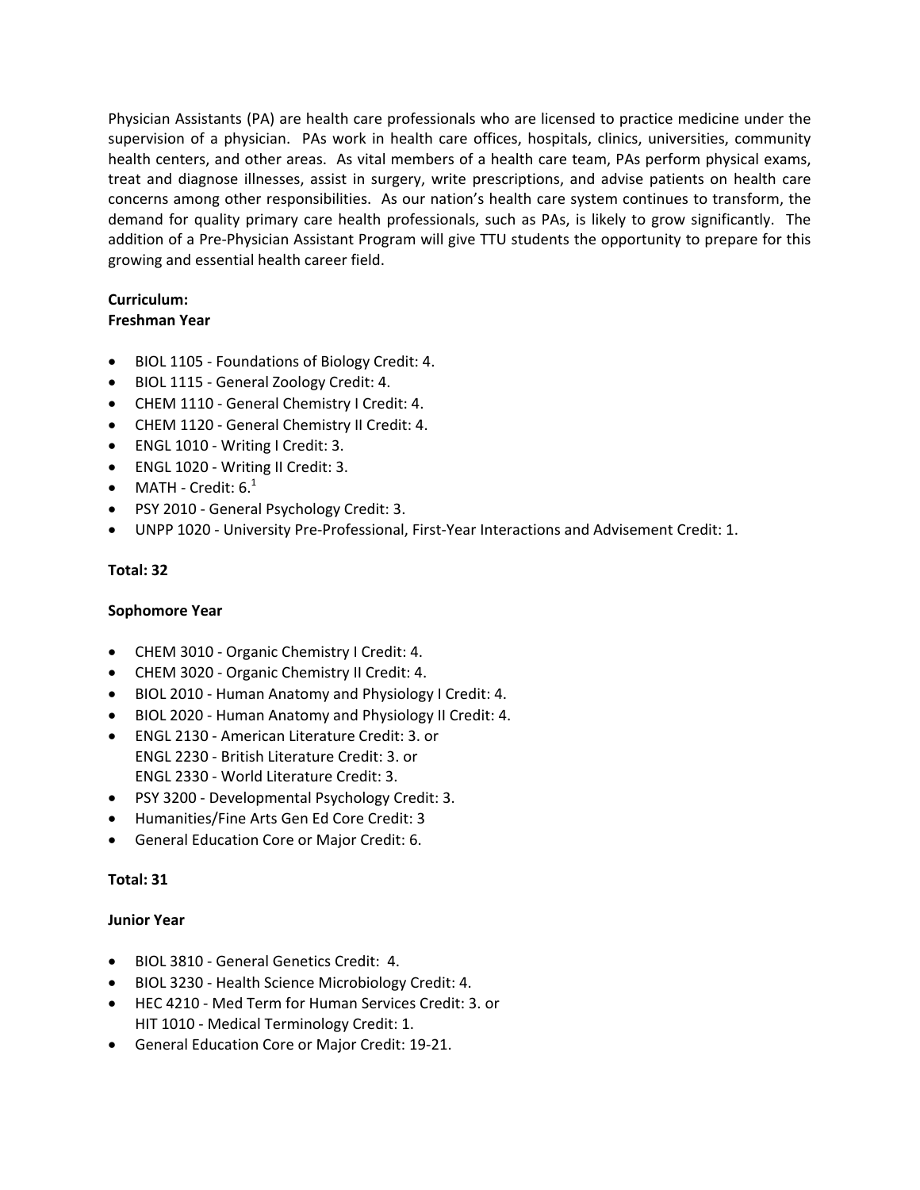Physician Assistants (PA) are health care professionals who are licensed to practice medicine under the supervision of a physician. PAs work in health care offices, hospitals, clinics, universities, community health centers, and other areas. As vital members of a health care team, PAs perform physical exams, treat and diagnose illnesses, assist in surgery, write prescriptions, and advise patients on health care concerns among other responsibilities. As our nation's health care system continues to transform, the demand for quality primary care health professionals, such as PAs, is likely to grow significantly. The addition of a Pre-Physician Assistant Program will give TTU students the opportunity to prepare for this growing and essential health career field.

**Curriculum:**

**Freshman Year**

- BIOL 1105 - Foundations of Biology Credit: 4.
- BIOL 1115 - General Zoology Credit: 4.
- CHEM 1110 - General Chemistry I Credit: 4.
- CHEM 1120 - General Chemistry II Credit: 4.
- ENGL 1010 - Writing I Credit: 3.
- ENGL 1020 - Writing II Credit: 3.
- MATH - Credit: 6.[1]
- PSY 2010 - General Psychology Credit: 3.
- UNPP 1020 - University Pre-Professional, First-Year Interactions and Advisement Credit: 1.

**Total: 32**

**Sophomore Year**

- CHEM 3010 - Organic Chemistry I Credit: 4.
- CHEM 3020 - Organic Chemistry II Credit: 4.
- BIOL 2010 - Human Anatomy and Physiology I Credit: 4.
- BIOL 2020 - Human Anatomy and Physiology II Credit: 4.
- ENGL 2130 - American Literature Credit: 3. or
  ENGL 2230 - British Literature Credit: 3. or
  ENGL 2330 - World Literature Credit: 3.
- PSY 3200 - Developmental Psychology Credit: 3.
- Humanities/Fine Arts Gen Ed Core Credit: 3
- General Education Core or Major Credit: 6.

**Total: 31**

**Junior Year**

- BIOL 3810 - General Genetics Credit: 4.
- BIOL 3230 - Health Science Microbiology Credit: 4.
- HEC 4210 - Med Term for Human Services Credit: 3. or
  HIT 1010 - Medical Terminology Credit: 1.
- General Education Core or Major Credit: 19-21.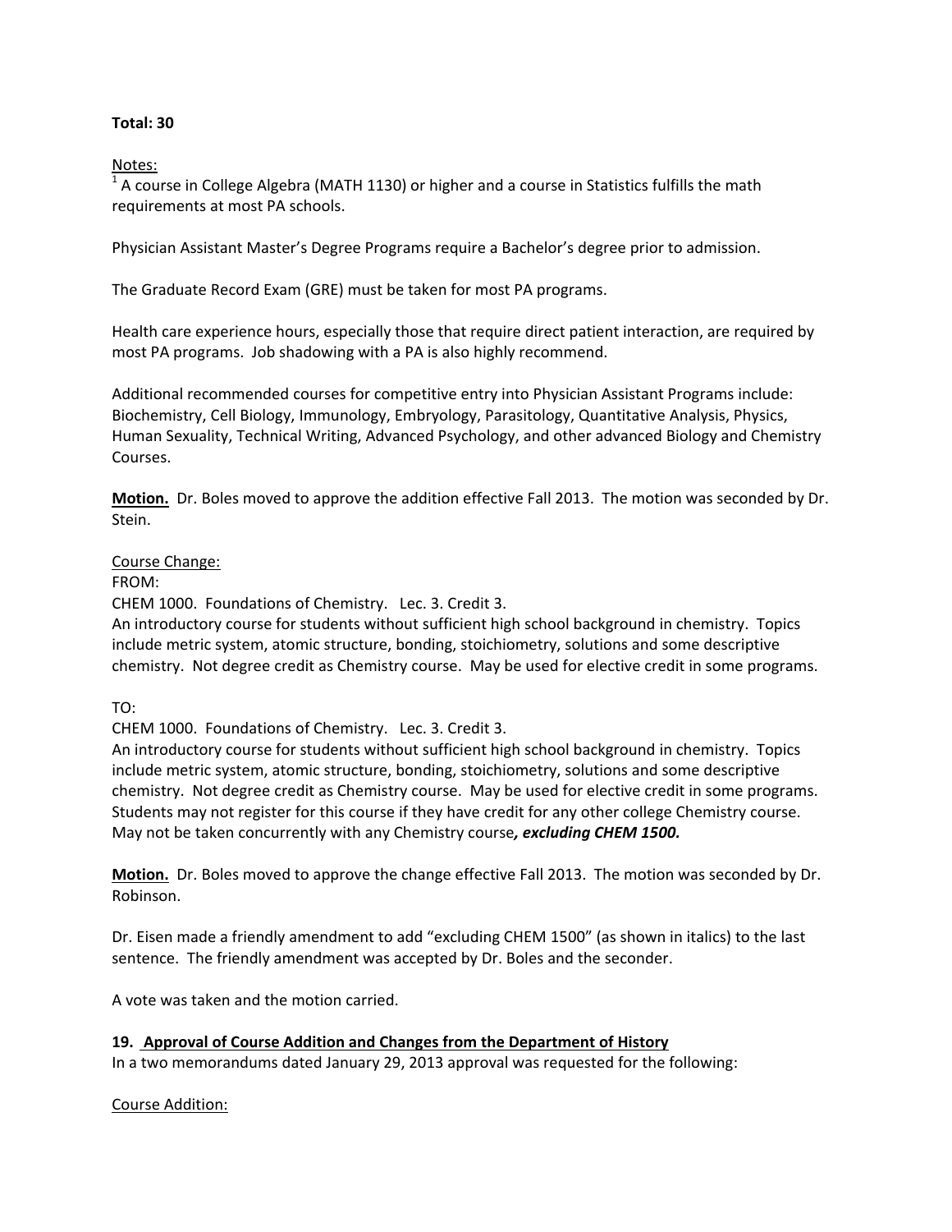**Total: 30**

Notes:
[1] A course in College Algebra (MATH 1130) or higher and a course in Statistics fulfills the math requirements at most PA schools.

Physician Assistant Master's Degree Programs require a Bachelor's degree prior to admission.

The Graduate Record Exam (GRE) must be taken for most PA programs.

Health care experience hours, especially those that require direct patient interaction, are required by most PA programs. Job shadowing with a PA is also highly recommend.

Additional recommended courses for competitive entry into Physician Assistant Programs include: Biochemistry, Cell Biology, Immunology, Embryology, Parasitology, Quantitative Analysis, Physics, Human Sexuality, Technical Writing, Advanced Psychology, and other advanced Biology and Chemistry Courses.

**Motion.** Dr. Boles moved to approve the addition effective Fall 2013. The motion was seconded by Dr. Stein.

Course Change:

FROM:

CHEM 1000. Foundations of Chemistry. Lec. 3. Credit 3.
An introductory course for students without sufficient high school background in chemistry. Topics include metric system, atomic structure, bonding, stoichiometry, solutions and some descriptive chemistry. Not degree credit as Chemistry course. May be used for elective credit in some programs.

TO:

CHEM 1000. Foundations of Chemistry. Lec. 3. Credit 3.
An introductory course for students without sufficient high school background in chemistry. Topics include metric system, atomic structure, bonding, stoichiometry, solutions and some descriptive chemistry. Not degree credit as Chemistry course. May be used for elective credit in some programs. Students may not register for this course if they have credit for any other college Chemistry course. May not be taken concurrently with any Chemistry course***, excluding CHEM 1500.***

**Motion.** Dr. Boles moved to approve the change effective Fall 2013. The motion was seconded by Dr. Robinson.

Dr. Eisen made a friendly amendment to add "excluding CHEM 1500" (as shown in italics) to the last sentence. The friendly amendment was accepted by Dr. Boles and the seconder.

A vote was taken and the motion carried.

**19. Approval of Course Addition and Changes from the Department of History**

In a two memorandums dated January 29, 2013 approval was requested for the following:

Course Addition: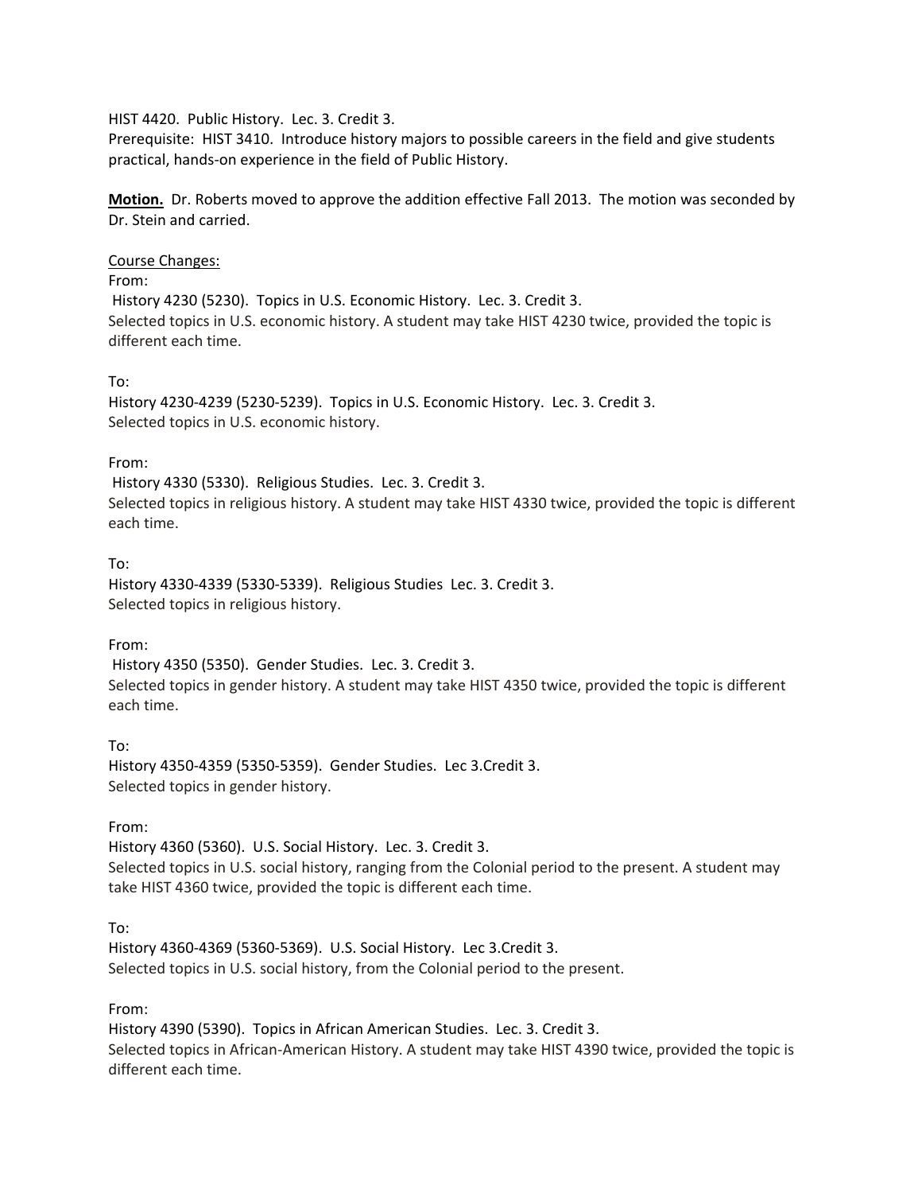HIST 4420. Public History. Lec. 3. Credit 3.
Prerequisite: HIST 3410. Introduce history majors to possible careers in the field and give students practical, hands-on experience in the field of Public History.

**Motion.** Dr. Roberts moved to approve the addition effective Fall 2013. The motion was seconded by Dr. Stein and carried.

Course Changes:

From:
History 4230 (5230). Topics in U.S. Economic History. Lec. 3. Credit 3.
Selected topics in U.S. economic history. A student may take HIST 4230 twice, provided the topic is different each time.

To:
History 4230-4239 (5230-5239). Topics in U.S. Economic History. Lec. 3. Credit 3.
Selected topics in U.S. economic history.

From:
History 4330 (5330). Religious Studies. Lec. 3. Credit 3.
Selected topics in religious history. A student may take HIST 4330 twice, provided the topic is different each time.

To:
History 4330-4339 (5330-5339). Religious Studies Lec. 3. Credit 3.
Selected topics in religious history.

From:
History 4350 (5350). Gender Studies. Lec. 3. Credit 3.
Selected topics in gender history. A student may take HIST 4350 twice, provided the topic is different each time.

To:
History 4350-4359 (5350-5359). Gender Studies. Lec 3.Credit 3.
Selected topics in gender history.

From:
History 4360 (5360). U.S. Social History. Lec. 3. Credit 3.
Selected topics in U.S. social history, ranging from the Colonial period to the present. A student may take HIST 4360 twice, provided the topic is different each time.

To:
History 4360-4369 (5360-5369). U.S. Social History. Lec 3.Credit 3.
Selected topics in U.S. social history, from the Colonial period to the present.

From:
History 4390 (5390). Topics in African American Studies. Lec. 3. Credit 3.
Selected topics in African-American History. A student may take HIST 4390 twice, provided the topic is different each time.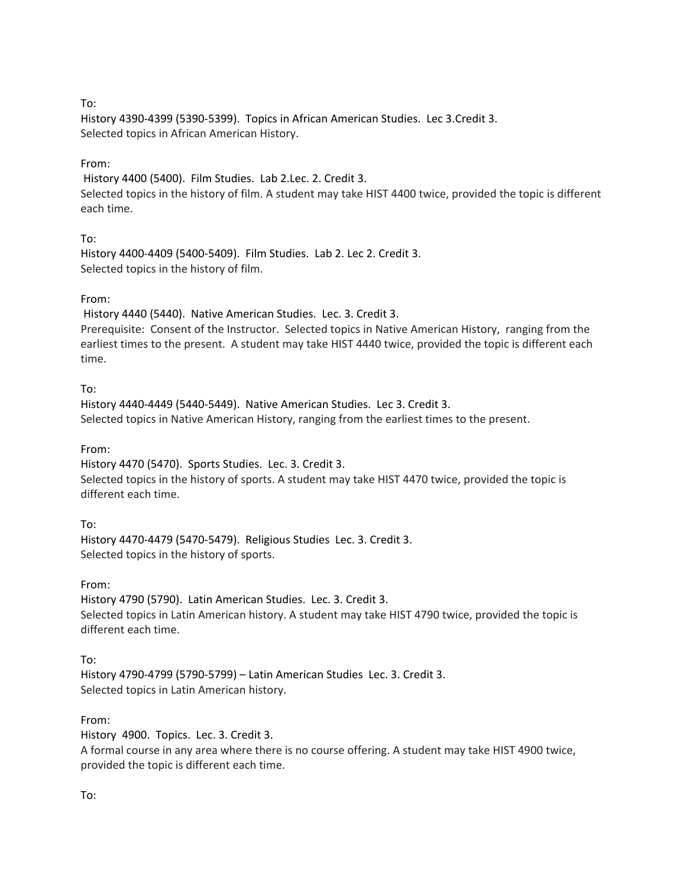To:

History 4390-4399 (5390-5399). Topics in African American Studies. Lec 3.Credit 3.
Selected topics in African American History.

From:

History 4400 (5400). Film Studies. Lab 2.Lec. 2. Credit 3.
Selected topics in the history of film. A student may take HIST 4400 twice, provided the topic is different each time.

To:

History 4400-4409 (5400-5409). Film Studies. Lab 2. Lec 2. Credit 3.
Selected topics in the history of film.

From:

History 4440 (5440). Native American Studies. Lec. 3. Credit 3.
Prerequisite: Consent of the Instructor. Selected topics in Native American History, ranging from the earliest times to the present. A student may take HIST 4440 twice, provided the topic is different each time.

To:

History 4440-4449 (5440-5449). Native American Studies. Lec 3. Credit 3.
Selected topics in Native American History, ranging from the earliest times to the present.

From:

History 4470 (5470). Sports Studies. Lec. 3. Credit 3.
Selected topics in the history of sports. A student may take HIST 4470 twice, provided the topic is different each time.

To:

History 4470-4479 (5470-5479). Religious Studies Lec. 3. Credit 3.
Selected topics in the history of sports.

From:

History 4790 (5790). Latin American Studies. Lec. 3. Credit 3.
Selected topics in Latin American history. A student may take HIST 4790 twice, provided the topic is different each time.

To:

History 4790-4799 (5790-5799) – Latin American Studies Lec. 3. Credit 3.
Selected topics in Latin American history.

From:

History 4900. Topics. Lec. 3. Credit 3.
A formal course in any area where there is no course offering. A student may take HIST 4900 twice, provided the topic is different each time.

To: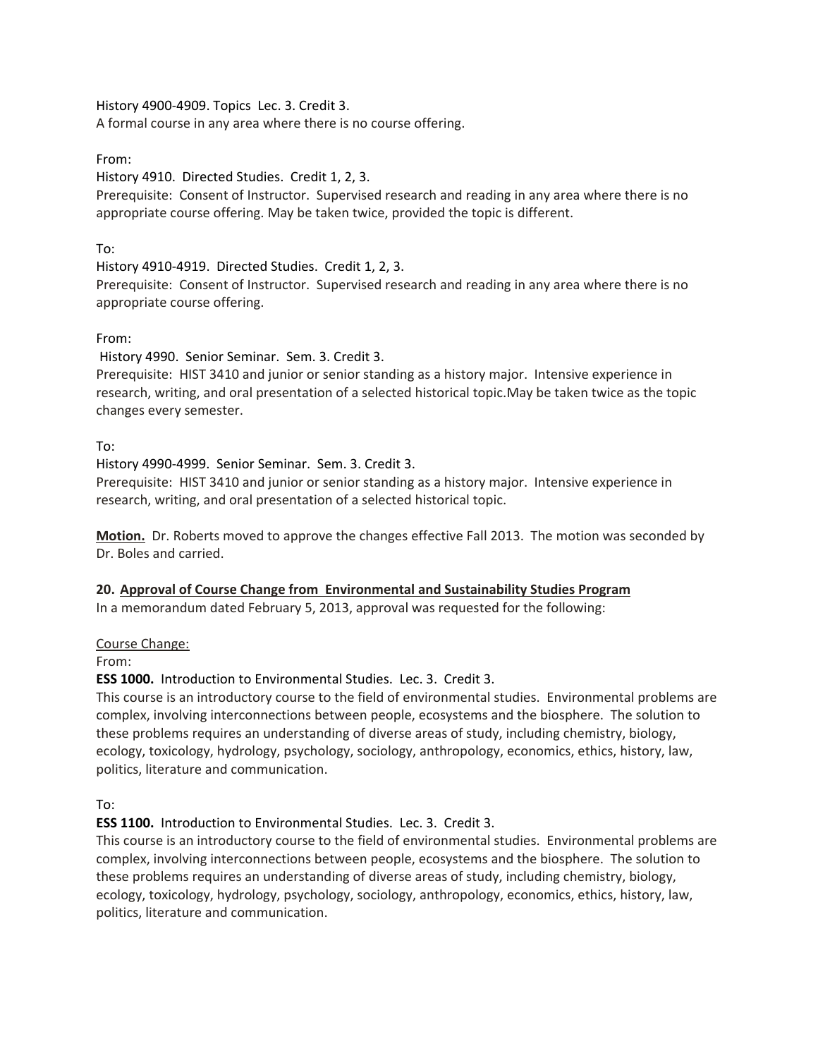History 4900-4909. Topics Lec. 3. Credit 3.
A formal course in any area where there is no course offering.

From:
History 4910. Directed Studies. Credit 1, 2, 3.
Prerequisite: Consent of Instructor. Supervised research and reading in any area where there is no appropriate course offering. May be taken twice, provided the topic is different.

To:
History 4910-4919. Directed Studies. Credit 1, 2, 3.
Prerequisite: Consent of Instructor. Supervised research and reading in any area where there is no appropriate course offering.

From:
History 4990. Senior Seminar. Sem. 3. Credit 3.
Prerequisite: HIST 3410 and junior or senior standing as a history major. Intensive experience in research, writing, and oral presentation of a selected historical topic.May be taken twice as the topic changes every semester.

To:
History 4990-4999. Senior Seminar. Sem. 3. Credit 3.
Prerequisite: HIST 3410 and junior or senior standing as a history major. Intensive experience in research, writing, and oral presentation of a selected historical topic.

**Motion.** Dr. Roberts moved to approve the changes effective Fall 2013. The motion was seconded by Dr. Boles and carried.

**20. Approval of Course Change from Environmental and Sustainability Studies Program**

In a memorandum dated February 5, 2013, approval was requested for the following:

Course Change:
From:
**ESS 1000.** Introduction to Environmental Studies. Lec. 3. Credit 3.
This course is an introductory course to the field of environmental studies. Environmental problems are complex, involving interconnections between people, ecosystems and the biosphere. The solution to these problems requires an understanding of diverse areas of study, including chemistry, biology, ecology, toxicology, hydrology, psychology, sociology, anthropology, economics, ethics, history, law, politics, literature and communication.

To:
**ESS 1100.** Introduction to Environmental Studies. Lec. 3. Credit 3.
This course is an introductory course to the field of environmental studies. Environmental problems are complex, involving interconnections between people, ecosystems and the biosphere. The solution to these problems requires an understanding of diverse areas of study, including chemistry, biology, ecology, toxicology, hydrology, psychology, sociology, anthropology, economics, ethics, history, law, politics, literature and communication.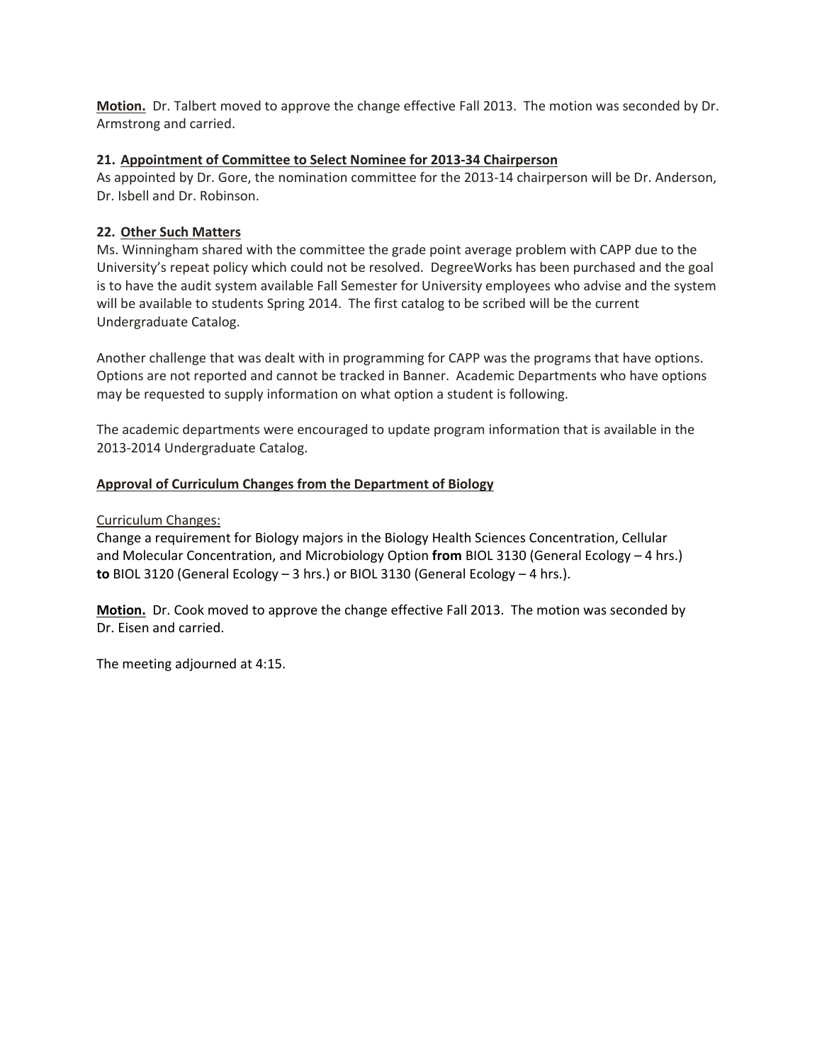**Motion.** Dr. Talbert moved to approve the change effective Fall 2013. The motion was seconded by Dr. Armstrong and carried.

**21. Appointment of Committee to Select Nominee for 2013-34 Chairperson**

As appointed by Dr. Gore, the nomination committee for the 2013-14 chairperson will be Dr. Anderson, Dr. Isbell and Dr. Robinson.

**22. Other Such Matters**

Ms. Winningham shared with the committee the grade point average problem with CAPP due to the University's repeat policy which could not be resolved. DegreeWorks has been purchased and the goal is to have the audit system available Fall Semester for University employees who advise and the system will be available to students Spring 2014. The first catalog to be scribed will be the current Undergraduate Catalog.

Another challenge that was dealt with in programming for CAPP was the programs that have options. Options are not reported and cannot be tracked in Banner. Academic Departments who have options may be requested to supply information on what option a student is following.

The academic departments were encouraged to update program information that is available in the 2013-2014 Undergraduate Catalog.

**Approval of Curriculum Changes from the Department of Biology**

Curriculum Changes:

Change a requirement for Biology majors in the Biology Health Sciences Concentration, Cellular and Molecular Concentration, and Microbiology Option **from** BIOL 3130 (General Ecology – 4 hrs.) **to** BIOL 3120 (General Ecology – 3 hrs.) or BIOL 3130 (General Ecology – 4 hrs.).

**Motion.** Dr. Cook moved to approve the change effective Fall 2013. The motion was seconded by Dr. Eisen and carried.

The meeting adjourned at 4:15.